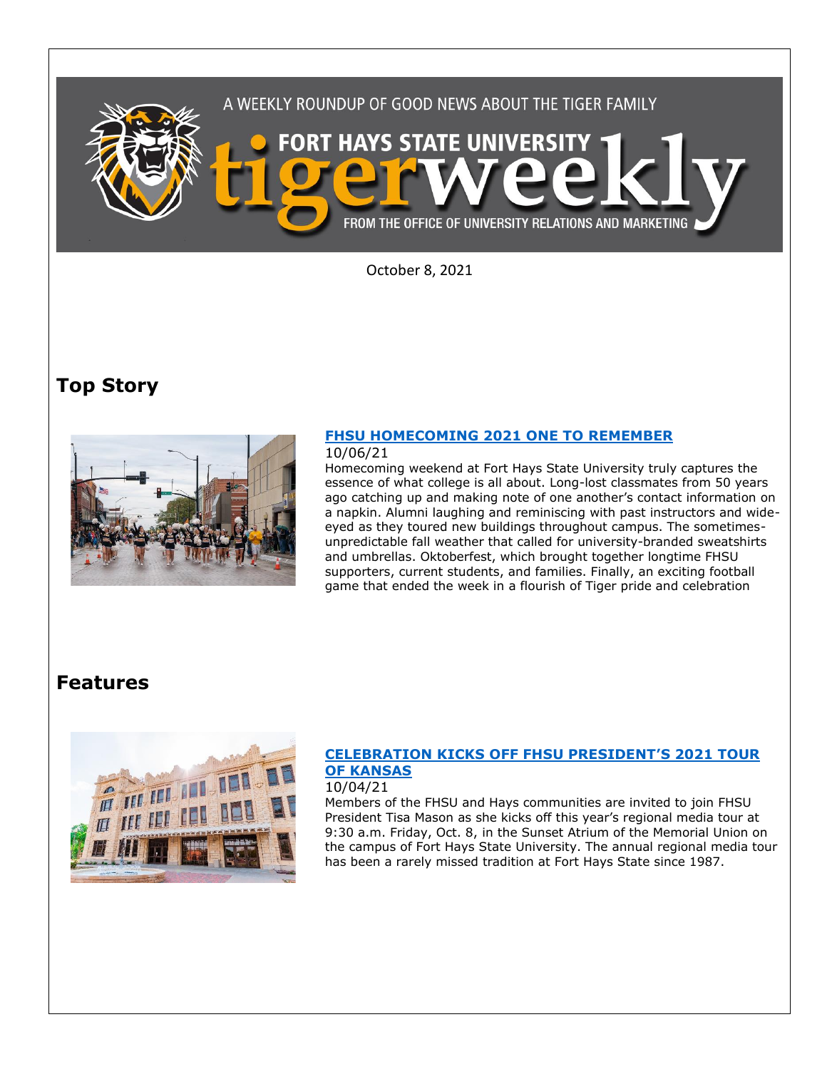A WEEKLY ROUNDUP OF GOOD NEWS ABOUT THE TIGER FAMILY

FORT HAYS STATE UNIVERSITY

# tigerweekly

FROM THE OFFICE OF UNIVERSITY RELATIONS AND MARKETING

October 8, 2021

## Top Story

### [FHSU HOMECOMING 2021 ONE TO REMEMBER]

10/06/21

Homecoming weekend at Fort Hays State University truly captures the essence of what college is all about. Long-lost classmates from 50 years ago catching up and making note of one another's contact information on a napkin. Alumni laughing and reminiscing with past instructors and wide-eyed as they toured new buildings throughout campus. The sometimes-unpredictable fall weather that called for university-branded sweatshirts and umbrellas. Oktoberfest, which brought together longtime FHSU supporters, current students, and families. Finally, an exciting football game that ended the week in a flourish of Tiger pride and celebration

## Features

### [CELEBRATION KICKS OFF FHSU PRESIDENT'S 2021 TOUR OF KANSAS]

10/04/21

Members of the FHSU and Hays communities are invited to join FHSU President Tisa Mason as she kicks off this year's regional media tour at 9:30 a.m. Friday, Oct. 8, in the Sunset Atrium of the Memorial Union on the campus of Fort Hays State University. The annual regional media tour has been a rarely missed tradition at Fort Hays State since 1987.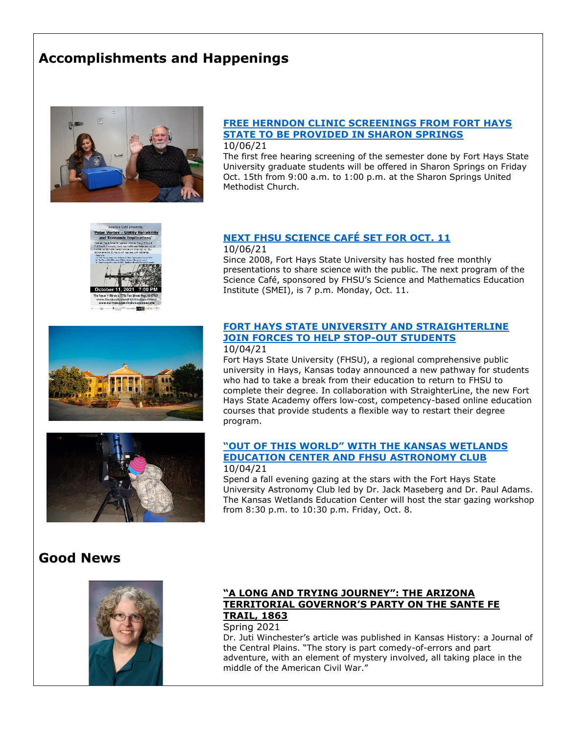## Accomplishments and Happenings

### FREE HERNDON CLINIC SCREENINGS FROM FORT HAYS STATE TO BE PROVIDED IN SHARON SPRINGS

10/06/21

The first free hearing screening of the semester done by Fort Hays State University graduate students will be offered in Sharon Springs on Friday Oct. 15th from 9:00 a.m. to 1:00 p.m. at the Sharon Springs United Methodist Church.

### NEXT FHSU SCIENCE CAFÉ SET FOR OCT. 11

10/06/21

Since 2008, Fort Hays State University has hosted free monthly presentations to share science with the public. The next program of the Science Café, sponsored by FHSU's Science and Mathematics Education Institute (SMEI), is 7 p.m. Monday, Oct. 11.

### FORT HAYS STATE UNIVERSITY AND STRAIGHTERLINE JOIN FORCES TO HELP STOP-OUT STUDENTS

10/04/21

Fort Hays State University (FHSU), a regional comprehensive public university in Hays, Kansas today announced a new pathway for students who had to take a break from their education to return to FHSU to complete their degree. In collaboration with StraighterLine, the new Fort Hays State Academy offers low-cost, competency-based online education courses that provide students a flexible way to restart their degree program.

### "OUT OF THIS WORLD" WITH THE KANSAS WETLANDS EDUCATION CENTER AND FHSU ASTRONOMY CLUB

10/04/21

Spend a fall evening gazing at the stars with the Fort Hays State University Astronomy Club led by Dr. Jack Maseberg and Dr. Paul Adams. The Kansas Wetlands Education Center will host the star gazing workshop from 8:30 p.m. to 10:30 p.m. Friday, Oct. 8.

## Good News

### "A LONG AND TRYING JOURNEY": THE ARIZONA TERRITORIAL GOVERNOR'S PARTY ON THE SANTE FE TRAIL, 1863

Spring 2021

Dr. Juti Winchester's article was published in Kansas History: a Journal of the Central Plains. "The story is part comedy-of-errors and part adventure, with an element of mystery involved, all taking place in the middle of the American Civil War."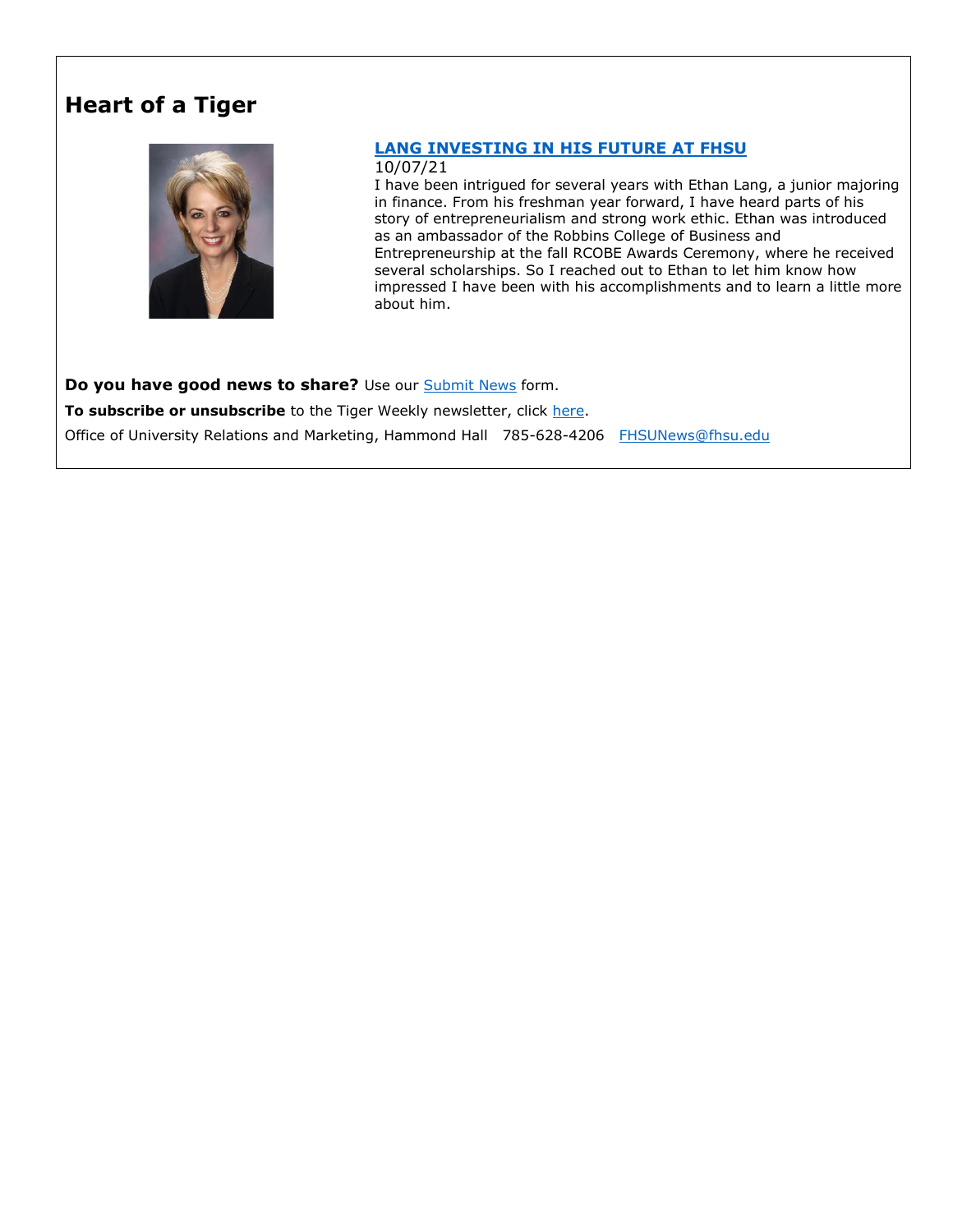## Heart of a Tiger

**LANG INVESTING IN HIS FUTURE AT FHSU**

10/07/21

I have been intrigued for several years with Ethan Lang, a junior majoring in finance. From his freshman year forward, I have heard parts of his story of entrepreneurialism and strong work ethic. Ethan was introduced as an ambassador of the Robbins College of Business and Entrepreneurship at the fall RCOBE Awards Ceremony, where he received several scholarships. So I reached out to Ethan to let him know how impressed I have been with his accomplishments and to learn a little more about him.

**Do you have good news to share?** Use our Submit News form.

**To subscribe or unsubscribe** to the Tiger Weekly newsletter, click here.

Office of University Relations and Marketing, Hammond Hall 785-628-4206 FHSUNews@fhsu.edu